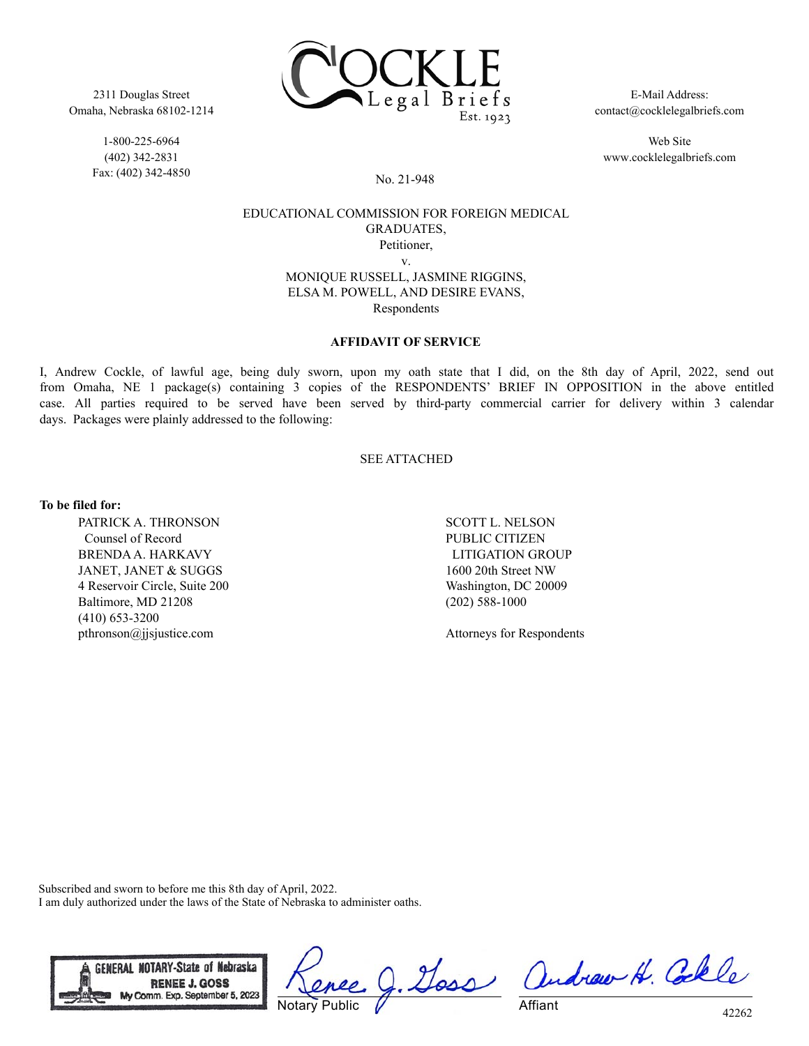2311 Douglas Street
Omaha, Nebraska 68102-1214

1-800-225-6964
(402) 342-2831
Fax: (402) 342-4850

COCKLE Legal Briefs Est. 1923

E-Mail Address:
contact@cocklelegalbriefs.com

Web Site
www.cocklelegalbriefs.com

No. 21-948

EDUCATIONAL COMMISSION FOR FOREIGN MEDICAL GRADUATES,
Petitioner,
v.
MONIQUE RUSSELL, JASMINE RIGGINS, ELSA M. POWELL, AND DESIRE EVANS,
Respondents

**AFFIDAVIT OF SERVICE**

I, Andrew Cockle, of lawful age, being duly sworn, upon my oath state that I did, on the 8th day of April, 2022, send out from Omaha, NE 1 package(s) containing 3 copies of the RESPONDENTS' BRIEF IN OPPOSITION in the above entitled case. All parties required to be served have been served by third-party commercial carrier for delivery within 3 calendar days. Packages were plainly addressed to the following:

SEE ATTACHED

**To be filed for:**

PATRICK A. THRONSON
Counsel of Record
BRENDA A. HARKAVY
JANET, JANET & SUGGS
4 Reservoir Circle, Suite 200
Baltimore, MD 21208
(410) 653-3200
pthronson@jjsjustice.com

SCOTT L. NELSON
PUBLIC CITIZEN
LITIGATION GROUP
1600 20th Street NW
Washington, DC 20009
(202) 588-1000

Attorneys for Respondents

Subscribed and sworn to before me this 8th day of April, 2022.
I am duly authorized under the laws of the State of Nebraska to administer oaths.

GENERAL NOTARY-State of Nebraska
RENEE J. GOSS
My Comm. Exp. September 5, 2023

Renee J. Goss
Notary Public

Andrew H. Cockle
Affiant

42262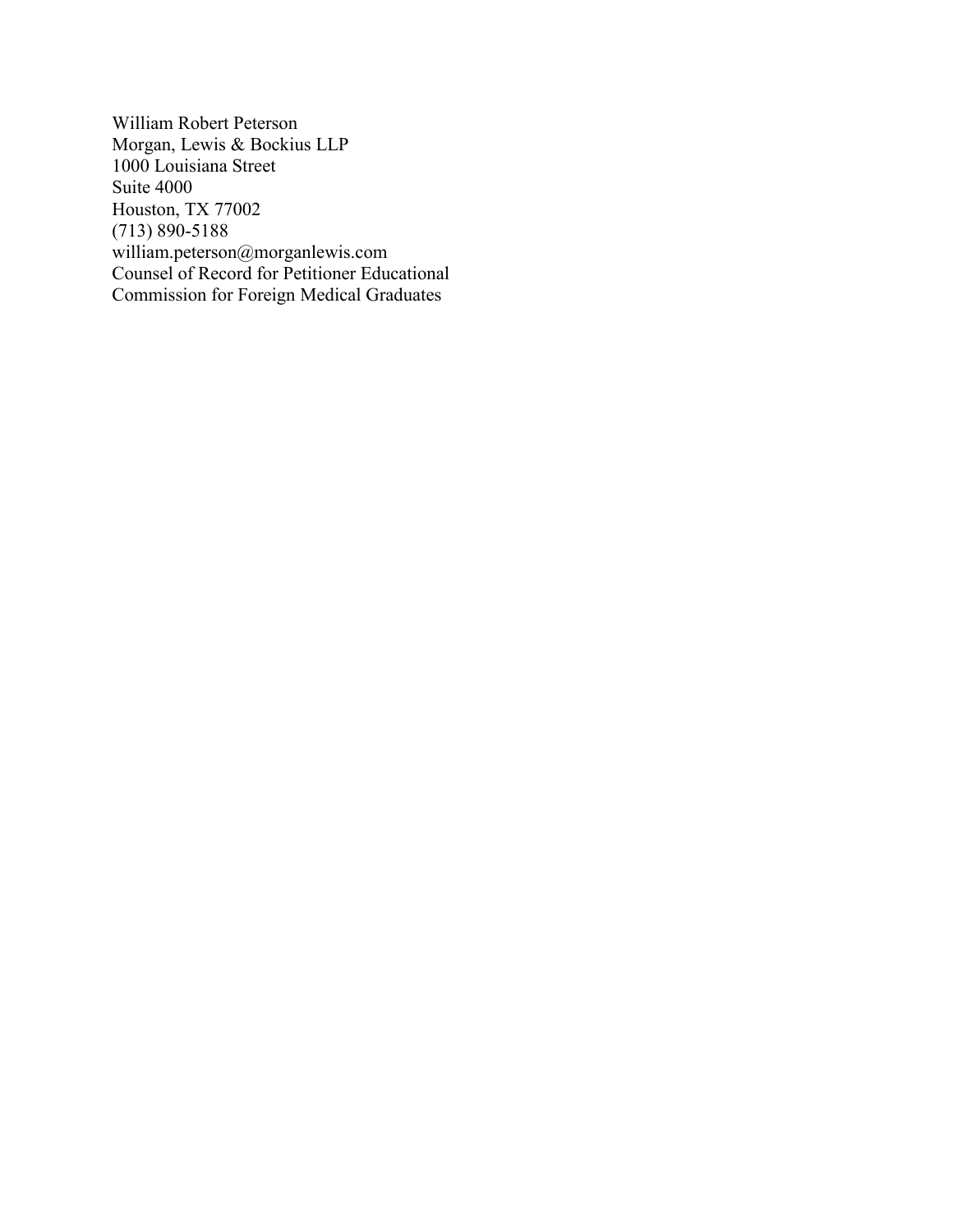William Robert Peterson
Morgan, Lewis & Bockius LLP
1000 Louisiana Street
Suite 4000
Houston, TX 77002
(713) 890-5188
william.peterson@morganlewis.com
Counsel of Record for Petitioner Educational Commission for Foreign Medical Graduates